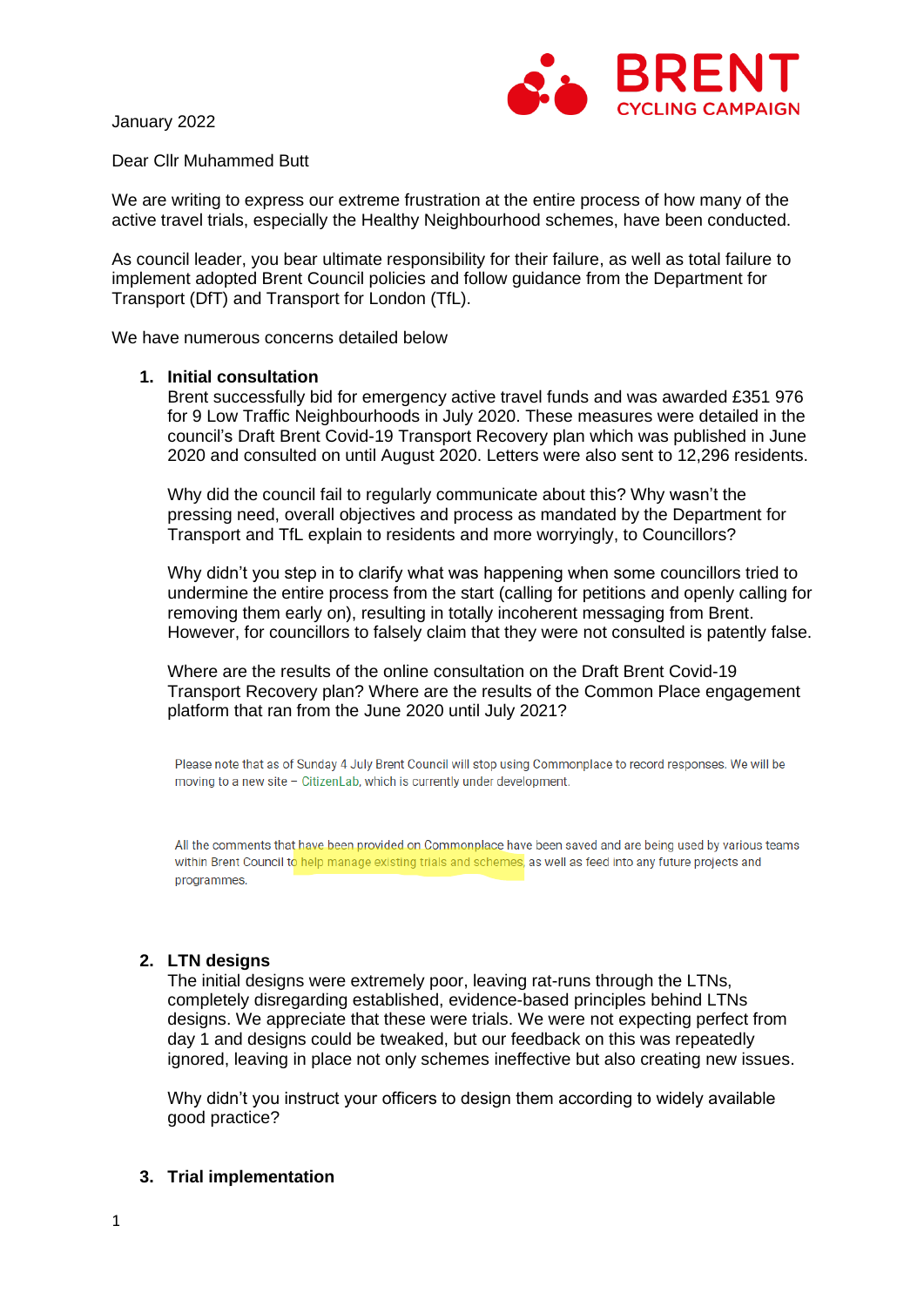BRENT CYCLING CAMPAIGN

January 2022

Dear Cllr Muhammed Butt

We are writing to express our extreme frustration at the entire process of how many of the active travel trials, especially the Healthy Neighbourhood schemes, have been conducted.

As council leader, you bear ultimate responsibility for their failure, as well as total failure to implement adopted Brent Council policies and follow guidance from the Department for Transport (DfT) and Transport for London (TfL).

We have numerous concerns detailed below

1. **Initial consultation**
   Brent successfully bid for emergency active travel funds and was awarded £351 976 for 9 Low Traffic Neighbourhoods in July 2020. These measures were detailed in the council's Draft Brent Covid-19 Transport Recovery plan which was published in June 2020 and consulted on until August 2020. Letters were also sent to 12,296 residents.

   Why did the council fail to regularly communicate about this? Why wasn't the pressing need, overall objectives and process as mandated by the Department for Transport and TfL explain to residents and more worryingly, to Councillors?

   Why didn't you step in to clarify what was happening when some councillors tried to undermine the entire process from the start (calling for petitions and openly calling for removing them early on), resulting in totally incoherent messaging from Brent. However, for councillors to falsely claim that they were not consulted is patently false.

   Where are the results of the online consultation on the Draft Brent Covid-19 Transport Recovery plan? Where are the results of the Common Place engagement platform that ran from the June 2020 until July 2021?

   > Please note that as of Sunday 4 July Brent Council will stop using Commonplace to record responses. We will be moving to a new site – CitizenLab, which is currently under development.
   >
   > All the comments that have been provided on Commonplace have been saved and are being used by various teams within Brent Council to help manage existing trials and schemes, as well as feed into any future projects and programmes.

2. **LTN designs**
   The initial designs were extremely poor, leaving rat-runs through the LTNs, completely disregarding established, evidence-based principles behind LTNs designs. We appreciate that these were trials. We were not expecting perfect from day 1 and designs could be tweaked, but our feedback on this was repeatedly ignored, leaving in place not only schemes ineffective but also creating new issues.

   Why didn't you instruct your officers to design them according to widely available good practice?

3. **Trial implementation**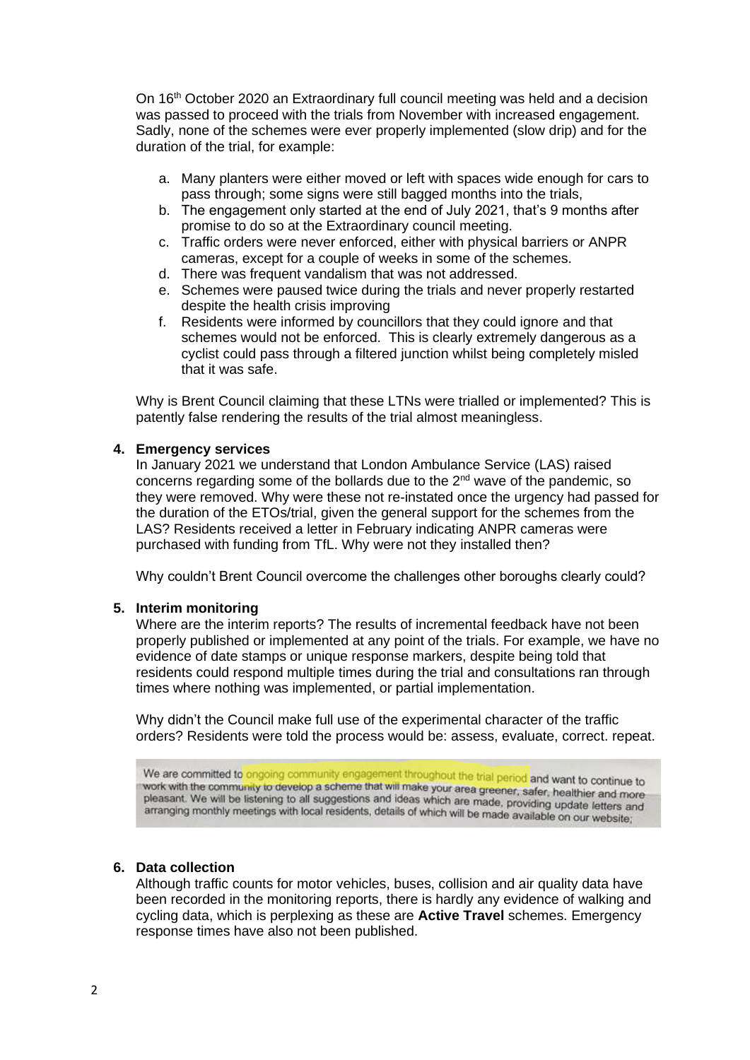On 16th October 2020 an Extraordinary full council meeting was held and a decision was passed to proceed with the trials from November with increased engagement. Sadly, none of the schemes were ever properly implemented (slow drip) and for the duration of the trial, for example:

a. Many planters were either moved or left with spaces wide enough for cars to pass through; some signs were still bagged months into the trials,
b. The engagement only started at the end of July 2021, that's 9 months after promise to do so at the Extraordinary council meeting.
c. Traffic orders were never enforced, either with physical barriers or ANPR cameras, except for a couple of weeks in some of the schemes.
d. There was frequent vandalism that was not addressed.
e. Schemes were paused twice during the trials and never properly restarted despite the health crisis improving
f. Residents were informed by councillors that they could ignore and that schemes would not be enforced. This is clearly extremely dangerous as a cyclist could pass through a filtered junction whilst being completely misled that it was safe.

Why is Brent Council claiming that these LTNs were trialled or implemented? This is patently false rendering the results of the trial almost meaningless.

**4. Emergency services**

In January 2021 we understand that London Ambulance Service (LAS) raised concerns regarding some of the bollards due to the 2nd wave of the pandemic, so they were removed. Why were these not re-instated once the urgency had passed for the duration of the ETOs/trial, given the general support for the schemes from the LAS? Residents received a letter in February indicating ANPR cameras were purchased with funding from TfL. Why were not they installed then?

Why couldn't Brent Council overcome the challenges other boroughs clearly could?

**5. Interim monitoring**

Where are the interim reports? The results of incremental feedback have not been properly published or implemented at any point of the trials. For example, we have no evidence of date stamps or unique response markers, despite being told that residents could respond multiple times during the trial and consultations ran through times where nothing was implemented, or partial implementation.

Why didn't the Council make full use of the experimental character of the traffic orders? Residents were told the process would be: assess, evaluate, correct. repeat.

> We are committed to ongoing community engagement throughout the trial period and want to continue to work with the community to develop a scheme that will make your area greener, safer, healthier and more pleasant. We will be listening to all suggestions and ideas which are made, providing update letters and arranging monthly meetings with local residents, details of which will be made available on our website;

**6. Data collection**

Although traffic counts for motor vehicles, buses, collision and air quality data have been recorded in the monitoring reports, there is hardly any evidence of walking and cycling data, which is perplexing as these are **Active Travel** schemes. Emergency response times have also not been published.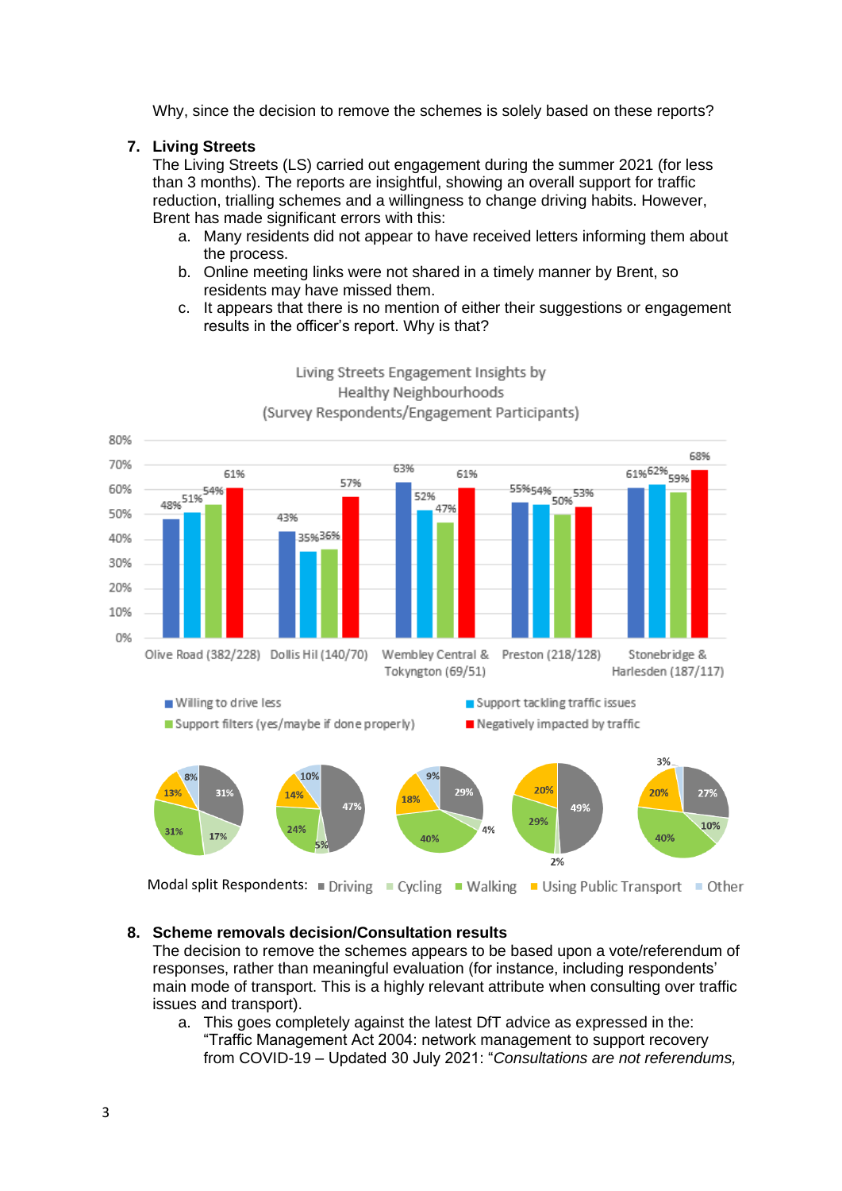Why, since the decision to remove the schemes is solely based on these reports?

7. **Living Streets**
   The Living Streets (LS) carried out engagement during the summer 2021 (for less than 3 months). The reports are insightful, showing an overall support for traffic reduction, trialling schemes and a willingness to change driving habits. However, Brent has made significant errors with this:
   a. Many residents did not appear to have received letters informing them about the process.
   b. Online meeting links were not shared in a timely manner by Brent, so residents may have missed them.
   c. It appears that there is no mention of either their suggestions or engagement results in the officer's report. Why is that?

Living Streets Engagement Insights by Healthy Neighbourhoods (Survey Respondents/Engagement Participants)

| | Willing to drive less | Support tackling traffic issues | Support filters (yes/maybe if done properly) | Negatively impacted by traffic |
|---|---|---|---|---|
| Olive Road (382/228) | 48% | 51% | 54% | 61% |
| Dollis Hil (140/70) | 43% | 35% | 36% | 57% |
| Wembley Central & Tokyngton (69/51) | 63% | 52% | 47% | 61% |
| Preston (218/128) | 55% | 54% | 50% | 53% |
| Stonebridge & Harlesden (187/117) | 61% | 62% | 59% | 68% |

Modal split Respondents:

| | Driving | Cycling | Walking | Using Public Transport | Other |
|---|---|---|---|---|---|
| Olive Road | 31% | 17% | 31% | 13% | 8% |
| Dollis Hil | 47% | 5% | 24% | 14% | 10% |
| Wembley Central & Tokyngton | 29% | 4% | 40% | 18% | 9% |
| Preston | 49% | 2% | 29% | 20% | |
| Stonebridge & Harlesden | 27% | 10% | 40% | 20% | 3% |

8. **Scheme removals decision/Consultation results**
   The decision to remove the schemes appears to be based upon a vote/referendum of responses, rather than meaningful evaluation (for instance, including respondents' main mode of transport. This is a highly relevant attribute when consulting over traffic issues and transport).
   a. This goes completely against the latest DfT advice as expressed in the: "Traffic Management Act 2004: network management to support recovery from COVID-19 – Updated 30 July 2021: "*Consultations are not referendums,*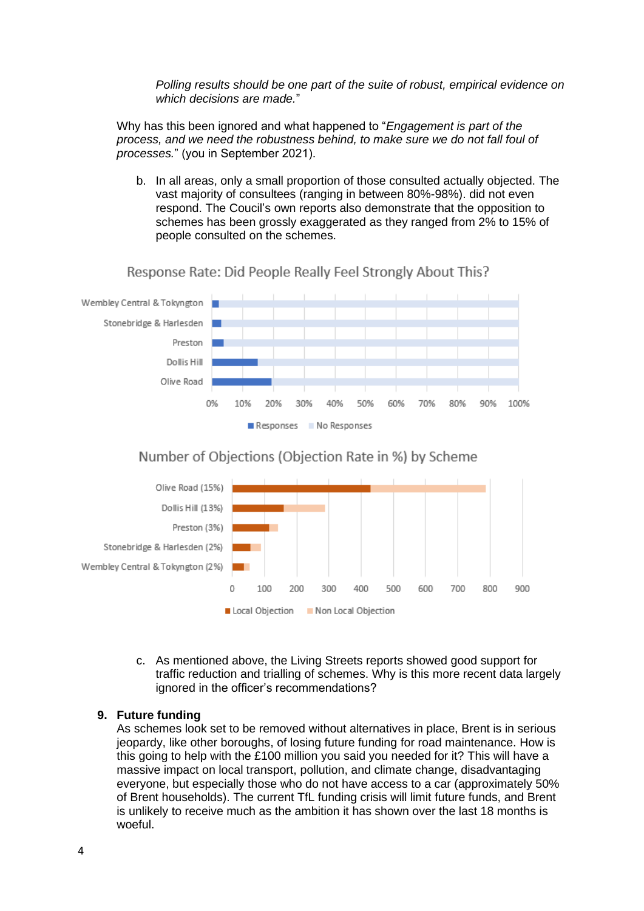*Polling results should be one part of the suite of robust, empirical evidence on which decisions are made.*"

Why has this been ignored and what happened to "*Engagement is part of the process, and we need the robustness behind, to make sure we do not fall foul of processes.*" (you in September 2021).

b. In all areas, only a small proportion of those consulted actually objected. The vast majority of consultees (ranging in between 80%-98%). did not even respond. The Coucil's own reports also demonstrate that the opposition to schemes has been grossly exaggerated as they ranged from 2% to 15% of people consulted on the schemes.

Response Rate: Did People Really Feel Strongly About This?

Number of Objections (Objection Rate in %) by Scheme

c. As mentioned above, the Living Streets reports showed good support for traffic reduction and trialling of schemes. Why is this more recent data largely ignored in the officer's recommendations?

**9. Future funding**

As schemes look set to be removed without alternatives in place, Brent is in serious jeopardy, like other boroughs, of losing future funding for road maintenance. How is this going to help with the £100 million you said you needed for it? This will have a massive impact on local transport, pollution, and climate change, disadvantaging everyone, but especially those who do not have access to a car (approximately 50% of Brent households). The current TfL funding crisis will limit future funds, and Brent is unlikely to receive much as the ambition it has shown over the last 18 months is woeful.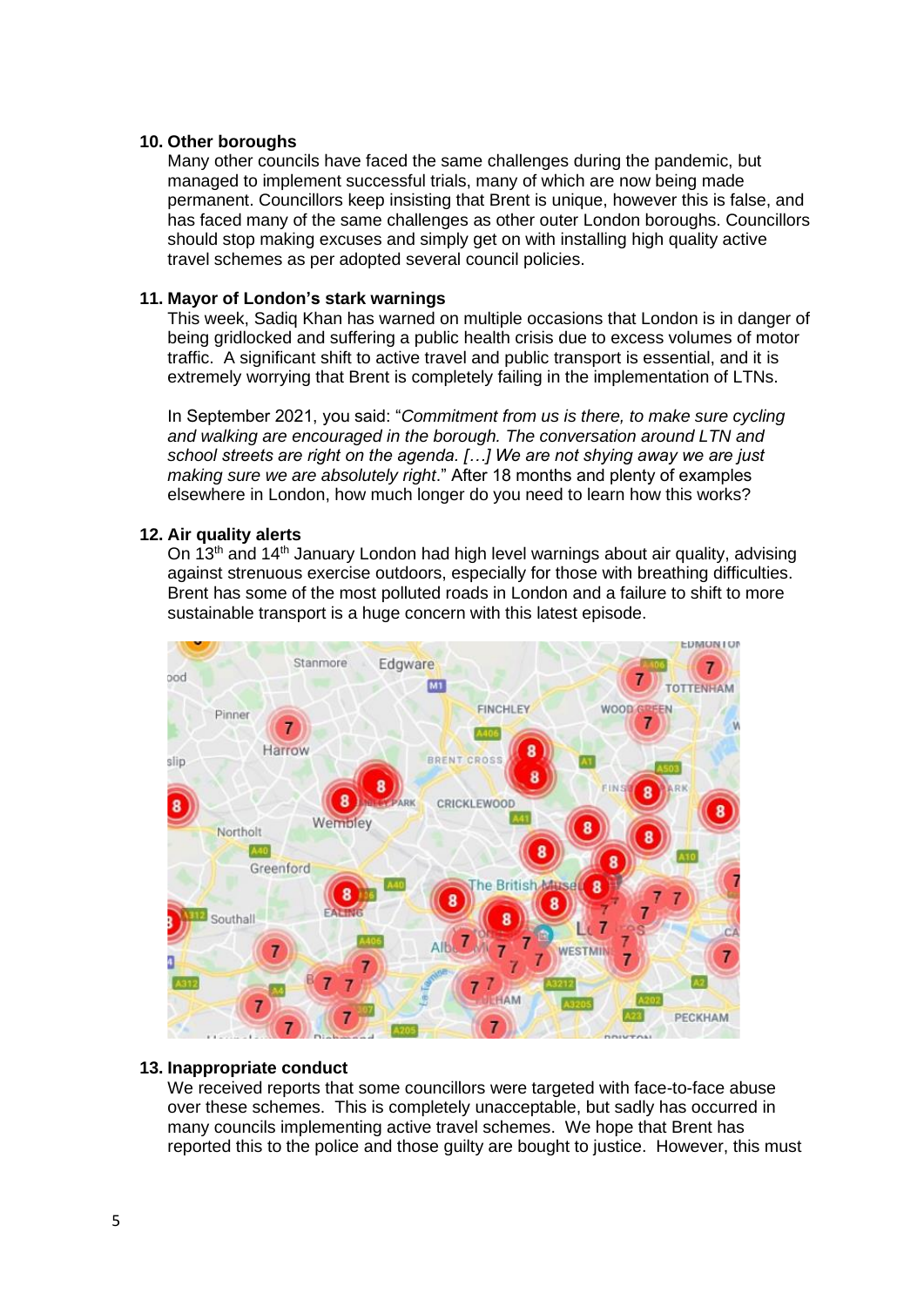**10. Other boroughs**

Many other councils have faced the same challenges during the pandemic, but managed to implement successful trials, many of which are now being made permanent. Councillors keep insisting that Brent is unique, however this is false, and has faced many of the same challenges as other outer London boroughs. Councillors should stop making excuses and simply get on with installing high quality active travel schemes as per adopted several council policies.

**11. Mayor of London's stark warnings**

This week, Sadiq Khan has warned on multiple occasions that London is in danger of being gridlocked and suffering a public health crisis due to excess volumes of motor traffic. A significant shift to active travel and public transport is essential, and it is extremely worrying that Brent is completely failing in the implementation of LTNs.

In September 2021, you said: "*Commitment from us is there, to make sure cycling and walking are encouraged in the borough. The conversation around LTN and school streets are right on the agenda. […] We are not shying away we are just making sure we are absolutely right*." After 18 months and plenty of examples elsewhere in London, how much longer do you need to learn how this works?

**12. Air quality alerts**

On 13th and 14th January London had high level warnings about air quality, advising against strenuous exercise outdoors, especially for those with breathing difficulties. Brent has some of the most polluted roads in London and a failure to shift to more sustainable transport is a huge concern with this latest episode.

**13. Inappropriate conduct**

We received reports that some councillors were targeted with face-to-face abuse over these schemes. This is completely unacceptable, but sadly has occurred in many councils implementing active travel schemes. We hope that Brent has reported this to the police and those guilty are bought to justice. However, this must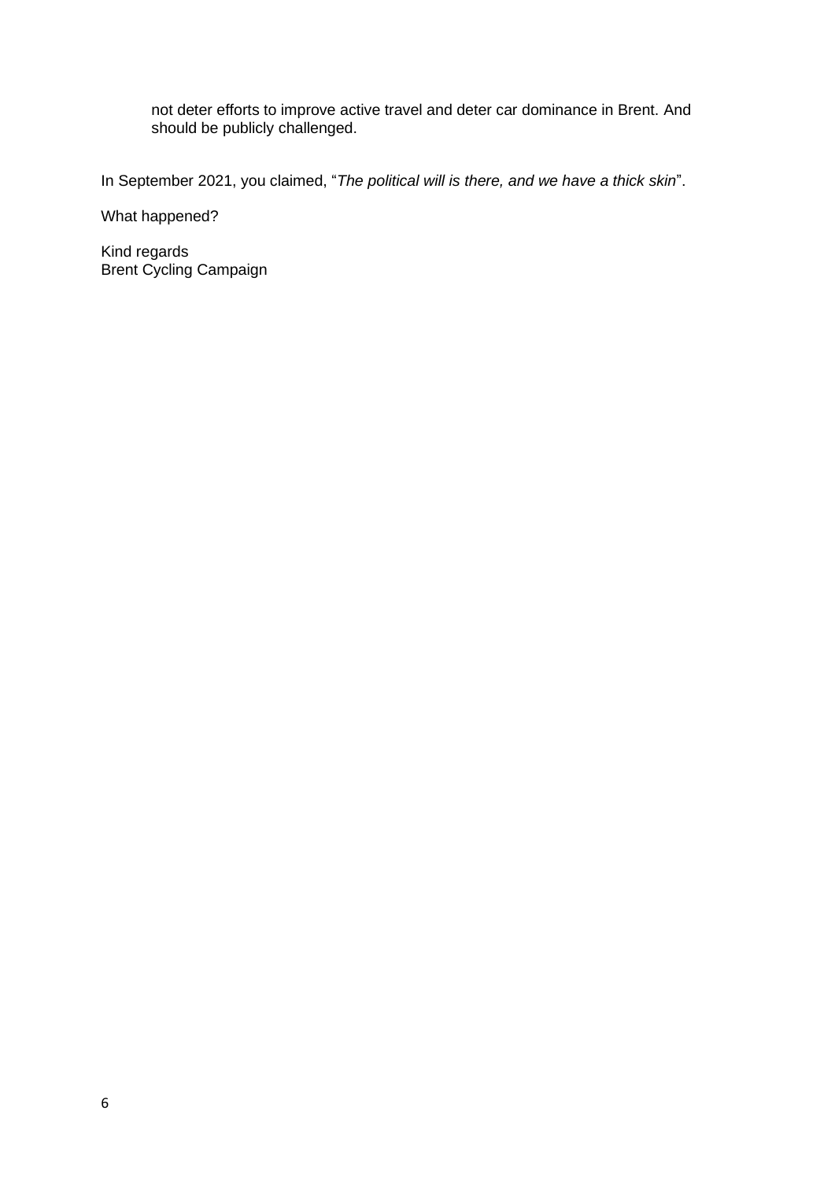not deter efforts to improve active travel and deter car dominance in Brent. And should be publicly challenged.

In September 2021, you claimed, "*The political will is there, and we have a thick skin*".

What happened?

Kind regards
Brent Cycling Campaign